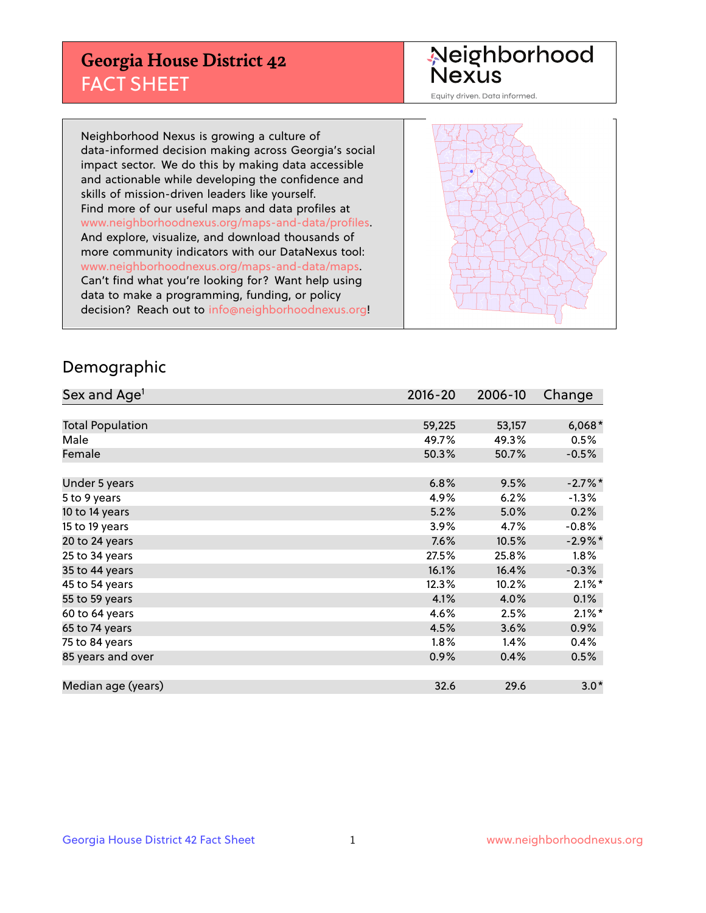# Georgia House District 42

## FACT SHEET

Neighborhood Nexus

Equity driven. Data informed.

Neighborhood Nexus is growing a culture of data-informed decision making across Georgia's social impact sector. We do this by making data accessible and actionable while developing the confidence and skills of mission-driven leaders like yourself. Find more of our useful maps and data profiles at www.neighborhoodnexus.org/maps-and-data/profiles. And explore, visualize, and download thousands of more community indicators with our DataNexus tool: www.neighborhoodnexus.org/maps-and-data/maps. Can't find what you're looking for? Want help using data to make a programming, funding, or policy decision? Reach out to info@neighborhoodnexus.org!

## Demographic

| Sex and Age[1] | 2016-20 | 2006-10 | Change |
|---|---|---|---|
| Total Population | 59,225 | 53,157 | 6,068* |
| Male | 49.7% | 49.3% | 0.5% |
| Female | 50.3% | 50.7% | -0.5% |
| Under 5 years | 6.8% | 9.5% | -2.7%* |
| 5 to 9 years | 4.9% | 6.2% | -1.3% |
| 10 to 14 years | 5.2% | 5.0% | 0.2% |
| 15 to 19 years | 3.9% | 4.7% | -0.8% |
| 20 to 24 years | 7.6% | 10.5% | -2.9%* |
| 25 to 34 years | 27.5% | 25.8% | 1.8% |
| 35 to 44 years | 16.1% | 16.4% | -0.3% |
| 45 to 54 years | 12.3% | 10.2% | 2.1%* |
| 55 to 59 years | 4.1% | 4.0% | 0.1% |
| 60 to 64 years | 4.6% | 2.5% | 2.1%* |
| 65 to 74 years | 4.5% | 3.6% | 0.9% |
| 75 to 84 years | 1.8% | 1.4% | 0.4% |
| 85 years and over | 0.9% | 0.4% | 0.5% |
| Median age (years) | 32.6 | 29.6 | 3.0* |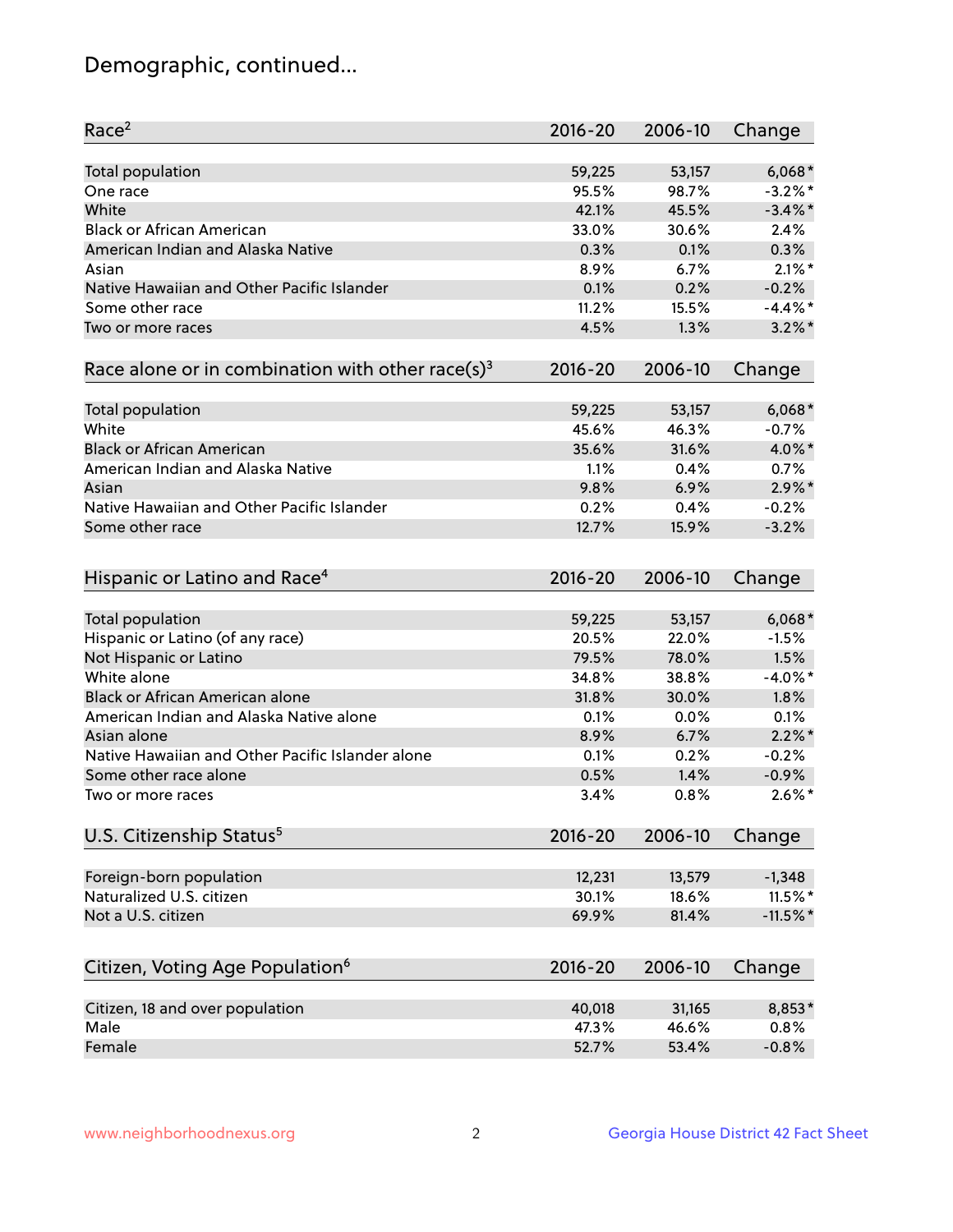## Demographic, continued...

| Race[2] | 2016-20 | 2006-10 | Change |
|---|---|---|---|
| Total population | 59,225 | 53,157 | 6,068* |
| One race | 95.5% | 98.7% | -3.2%* |
| White | 42.1% | 45.5% | -3.4%* |
| Black or African American | 33.0% | 30.6% | 2.4% |
| American Indian and Alaska Native | 0.3% | 0.1% | 0.3% |
| Asian | 8.9% | 6.7% | 2.1%* |
| Native Hawaiian and Other Pacific Islander | 0.1% | 0.2% | -0.2% |
| Some other race | 11.2% | 15.5% | -4.4%* |
| Two or more races | 4.5% | 1.3% | 3.2%* |

| Race alone or in combination with other race(s)[3] | 2016-20 | 2006-10 | Change |
|---|---|---|---|
| Total population | 59,225 | 53,157 | 6,068* |
| White | 45.6% | 46.3% | -0.7% |
| Black or African American | 35.6% | 31.6% | 4.0%* |
| American Indian and Alaska Native | 1.1% | 0.4% | 0.7% |
| Asian | 9.8% | 6.9% | 2.9%* |
| Native Hawaiian and Other Pacific Islander | 0.2% | 0.4% | -0.2% |
| Some other race | 12.7% | 15.9% | -3.2% |

| Hispanic or Latino and Race[4] | 2016-20 | 2006-10 | Change |
|---|---|---|---|
| Total population | 59,225 | 53,157 | 6,068* |
| Hispanic or Latino (of any race) | 20.5% | 22.0% | -1.5% |
| Not Hispanic or Latino | 79.5% | 78.0% | 1.5% |
| White alone | 34.8% | 38.8% | -4.0%* |
| Black or African American alone | 31.8% | 30.0% | 1.8% |
| American Indian and Alaska Native alone | 0.1% | 0.0% | 0.1% |
| Asian alone | 8.9% | 6.7% | 2.2%* |
| Native Hawaiian and Other Pacific Islander alone | 0.1% | 0.2% | -0.2% |
| Some other race alone | 0.5% | 1.4% | -0.9% |
| Two or more races | 3.4% | 0.8% | 2.6%* |

| U.S. Citizenship Status[5] | 2016-20 | 2006-10 | Change |
|---|---|---|---|
| Foreign-born population | 12,231 | 13,579 | -1,348 |
| Naturalized U.S. citizen | 30.1% | 18.6% | 11.5%* |
| Not a U.S. citizen | 69.9% | 81.4% | -11.5%* |

| Citizen, Voting Age Population[6] | 2016-20 | 2006-10 | Change |
|---|---|---|---|
| Citizen, 18 and over population | 40,018 | 31,165 | 8,853* |
| Male | 47.3% | 46.6% | 0.8% |
| Female | 52.7% | 53.4% | -0.8% |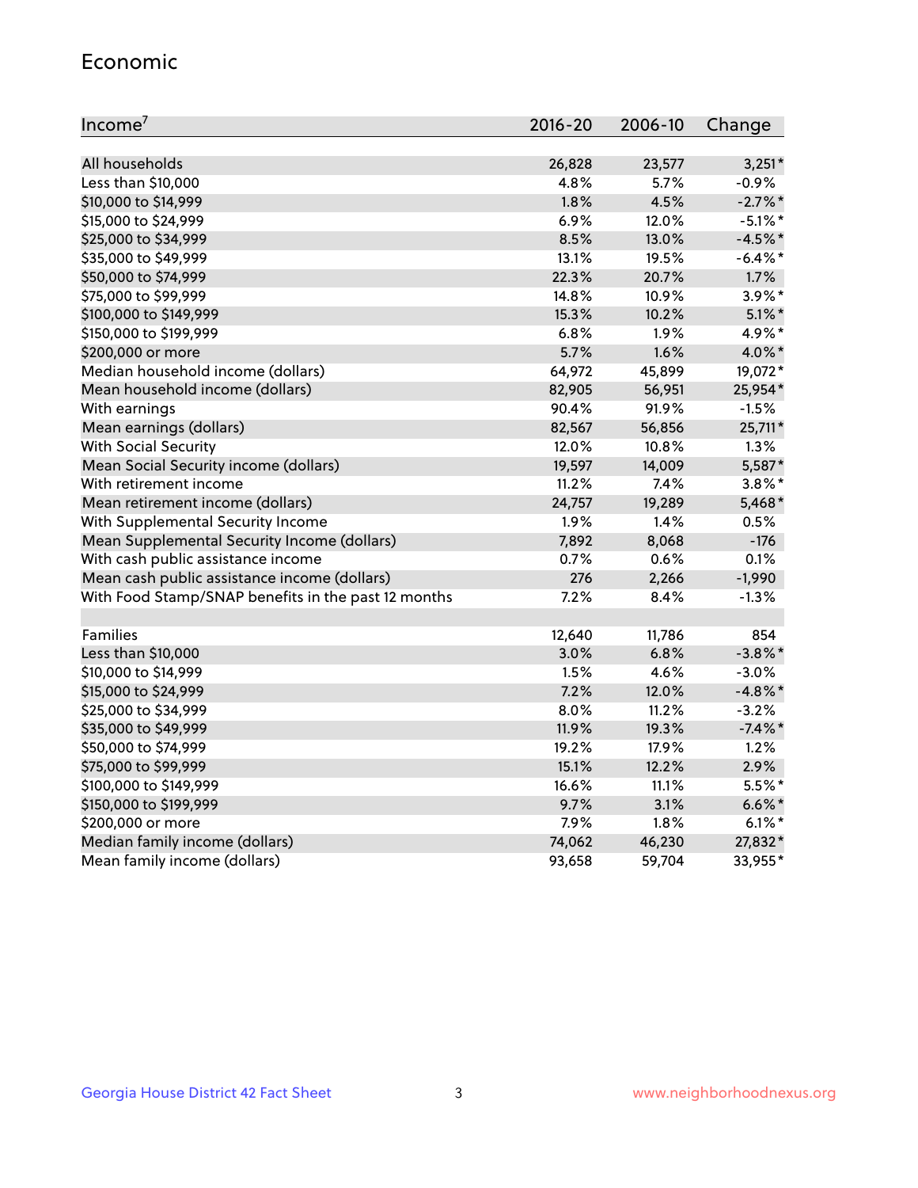## Economic

| Income[7] | 2016-20 | 2006-10 | Change |
|---|---|---|---|
| All households | 26,828 | 23,577 | 3,251* |
| Less than $10,000 | 4.8% | 5.7% | -0.9% |
| $10,000 to $14,999 | 1.8% | 4.5% | -2.7%* |
| $15,000 to $24,999 | 6.9% | 12.0% | -5.1%* |
| $25,000 to $34,999 | 8.5% | 13.0% | -4.5%* |
| $35,000 to $49,999 | 13.1% | 19.5% | -6.4%* |
| $50,000 to $74,999 | 22.3% | 20.7% | 1.7% |
| $75,000 to $99,999 | 14.8% | 10.9% | 3.9%* |
| $100,000 to $149,999 | 15.3% | 10.2% | 5.1%* |
| $150,000 to $199,999 | 6.8% | 1.9% | 4.9%* |
| $200,000 or more | 5.7% | 1.6% | 4.0%* |
| Median household income (dollars) | 64,972 | 45,899 | 19,072* |
| Mean household income (dollars) | 82,905 | 56,951 | 25,954* |
| With earnings | 90.4% | 91.9% | -1.5% |
| Mean earnings (dollars) | 82,567 | 56,856 | 25,711* |
| With Social Security | 12.0% | 10.8% | 1.3% |
| Mean Social Security income (dollars) | 19,597 | 14,009 | 5,587* |
| With retirement income | 11.2% | 7.4% | 3.8%* |
| Mean retirement income (dollars) | 24,757 | 19,289 | 5,468* |
| With Supplemental Security Income | 1.9% | 1.4% | 0.5% |
| Mean Supplemental Security Income (dollars) | 7,892 | 8,068 | -176 |
| With cash public assistance income | 0.7% | 0.6% | 0.1% |
| Mean cash public assistance income (dollars) | 276 | 2,266 | -1,990 |
| With Food Stamp/SNAP benefits in the past 12 months | 7.2% | 8.4% | -1.3% |
| | | | |
| Families | 12,640 | 11,786 | 854 |
| Less than $10,000 | 3.0% | 6.8% | -3.8%* |
| $10,000 to $14,999 | 1.5% | 4.6% | -3.0% |
| $15,000 to $24,999 | 7.2% | 12.0% | -4.8%* |
| $25,000 to $34,999 | 8.0% | 11.2% | -3.2% |
| $35,000 to $49,999 | 11.9% | 19.3% | -7.4%* |
| $50,000 to $74,999 | 19.2% | 17.9% | 1.2% |
| $75,000 to $99,999 | 15.1% | 12.2% | 2.9% |
| $100,000 to $149,999 | 16.6% | 11.1% | 5.5%* |
| $150,000 to $199,999 | 9.7% | 3.1% | 6.6%* |
| $200,000 or more | 7.9% | 1.8% | 6.1%* |
| Median family income (dollars) | 74,062 | 46,230 | 27,832* |
| Mean family income (dollars) | 93,658 | 59,704 | 33,955* |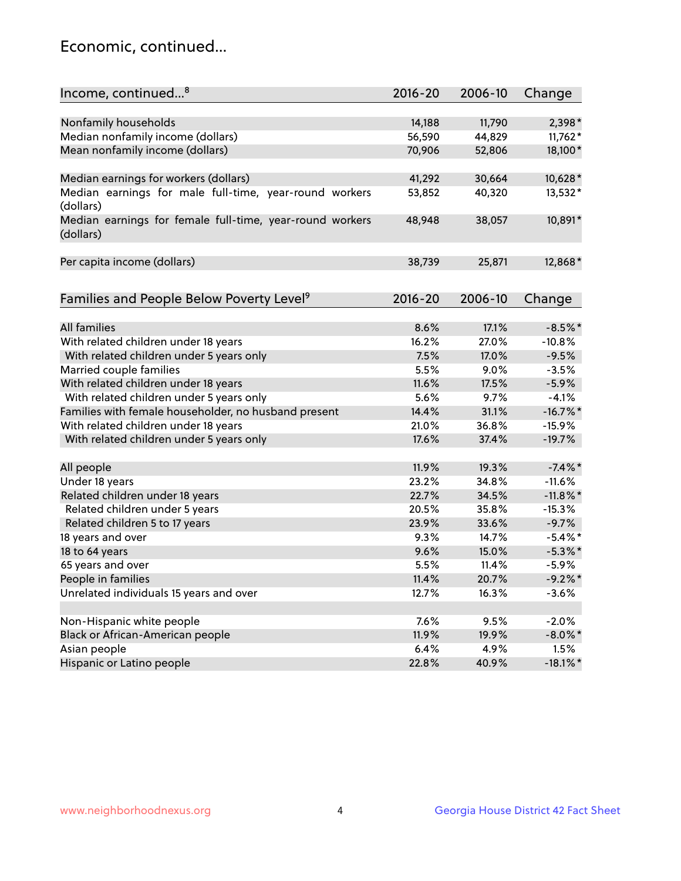## Economic, continued...

| Income, continued...[8] | 2016-20 | 2006-10 | Change |
|---|---|---|---|
| Nonfamily households | 14,188 | 11,790 | 2,398* |
| Median nonfamily income (dollars) | 56,590 | 44,829 | 11,762* |
| Mean nonfamily income (dollars) | 70,906 | 52,806 | 18,100* |
| Median earnings for workers (dollars) | 41,292 | 30,664 | 10,628* |
| Median earnings for male full-time, year-round workers (dollars) | 53,852 | 40,320 | 13,532* |
| Median earnings for female full-time, year-round workers (dollars) | 48,948 | 38,057 | 10,891* |
| Per capita income (dollars) | 38,739 | 25,871 | 12,868* |

| Families and People Below Poverty Level[9] | 2016-20 | 2006-10 | Change |
|---|---|---|---|
| All families | 8.6% | 17.1% | -8.5%* |
| With related children under 18 years | 16.2% | 27.0% | -10.8% |
| With related children under 5 years only | 7.5% | 17.0% | -9.5% |
| Married couple families | 5.5% | 9.0% | -3.5% |
| With related children under 18 years | 11.6% | 17.5% | -5.9% |
| With related children under 5 years only | 5.6% | 9.7% | -4.1% |
| Families with female householder, no husband present | 14.4% | 31.1% | -16.7%* |
| With related children under 18 years | 21.0% | 36.8% | -15.9% |
| With related children under 5 years only | 17.6% | 37.4% | -19.7% |
| All people | 11.9% | 19.3% | -7.4%* |
| Under 18 years | 23.2% | 34.8% | -11.6% |
| Related children under 18 years | 22.7% | 34.5% | -11.8%* |
| Related children under 5 years | 20.5% | 35.8% | -15.3% |
| Related children 5 to 17 years | 23.9% | 33.6% | -9.7% |
| 18 years and over | 9.3% | 14.7% | -5.4%* |
| 18 to 64 years | 9.6% | 15.0% | -5.3%* |
| 65 years and over | 5.5% | 11.4% | -5.9% |
| People in families | 11.4% | 20.7% | -9.2%* |
| Unrelated individuals 15 years and over | 12.7% | 16.3% | -3.6% |
| Non-Hispanic white people | 7.6% | 9.5% | -2.0% |
| Black or African-American people | 11.9% | 19.9% | -8.0%* |
| Asian people | 6.4% | 4.9% | 1.5% |
| Hispanic or Latino people | 22.8% | 40.9% | -18.1%* |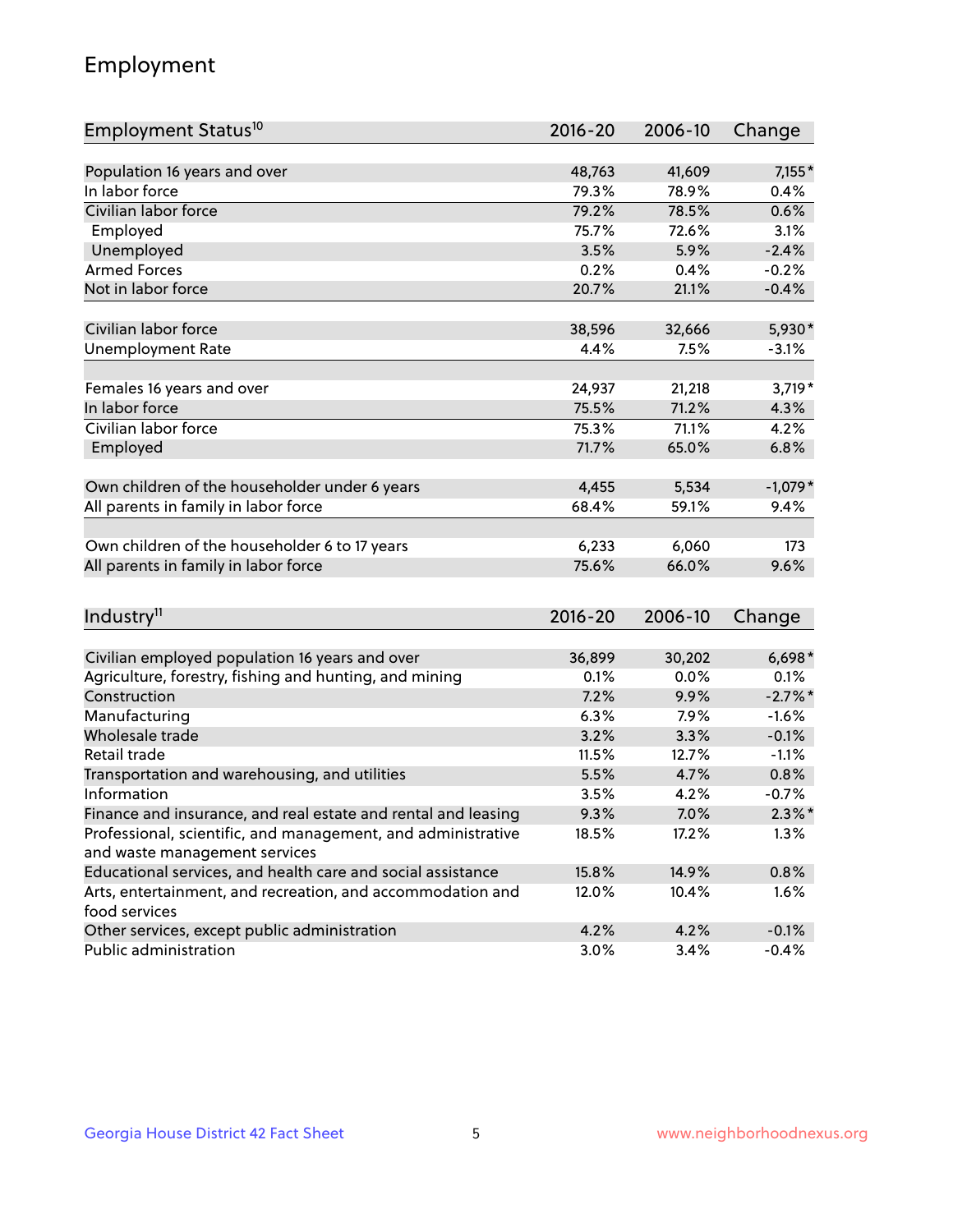# Employment

| Employment Status[10] | 2016-20 | 2006-10 | Change |
|---|---|---|---|
| Population 16 years and over | 48,763 | 41,609 | 7,155* |
| In labor force | 79.3% | 78.9% | 0.4% |
| Civilian labor force | 79.2% | 78.5% | 0.6% |
| Employed | 75.7% | 72.6% | 3.1% |
| Unemployed | 3.5% | 5.9% | -2.4% |
| Armed Forces | 0.2% | 0.4% | -0.2% |
| Not in labor force | 20.7% | 21.1% | -0.4% |
| | | | |
| Civilian labor force | 38,596 | 32,666 | 5,930* |
| Unemployment Rate | 4.4% | 7.5% | -3.1% |
| | | | |
| Females 16 years and over | 24,937 | 21,218 | 3,719* |
| In labor force | 75.5% | 71.2% | 4.3% |
| Civilian labor force | 75.3% | 71.1% | 4.2% |
| Employed | 71.7% | 65.0% | 6.8% |
| | | | |
| Own children of the householder under 6 years | 4,455 | 5,534 | -1,079* |
| All parents in family in labor force | 68.4% | 59.1% | 9.4% |
| | | | |
| Own children of the householder 6 to 17 years | 6,233 | 6,060 | 173 |
| All parents in family in labor force | 75.6% | 66.0% | 9.6% |

| Industry[11] | 2016-20 | 2006-10 | Change |
|---|---|---|---|
| Civilian employed population 16 years and over | 36,899 | 30,202 | 6,698* |
| Agriculture, forestry, fishing and hunting, and mining | 0.1% | 0.0% | 0.1% |
| Construction | 7.2% | 9.9% | -2.7%* |
| Manufacturing | 6.3% | 7.9% | -1.6% |
| Wholesale trade | 3.2% | 3.3% | -0.1% |
| Retail trade | 11.5% | 12.7% | -1.1% |
| Transportation and warehousing, and utilities | 5.5% | 4.7% | 0.8% |
| Information | 3.5% | 4.2% | -0.7% |
| Finance and insurance, and real estate and rental and leasing | 9.3% | 7.0% | 2.3%* |
| Professional, scientific, and management, and administrative and waste management services | 18.5% | 17.2% | 1.3% |
| Educational services, and health care and social assistance | 15.8% | 14.9% | 0.8% |
| Arts, entertainment, and recreation, and accommodation and food services | 12.0% | 10.4% | 1.6% |
| Other services, except public administration | 4.2% | 4.2% | -0.1% |
| Public administration | 3.0% | 3.4% | -0.4% |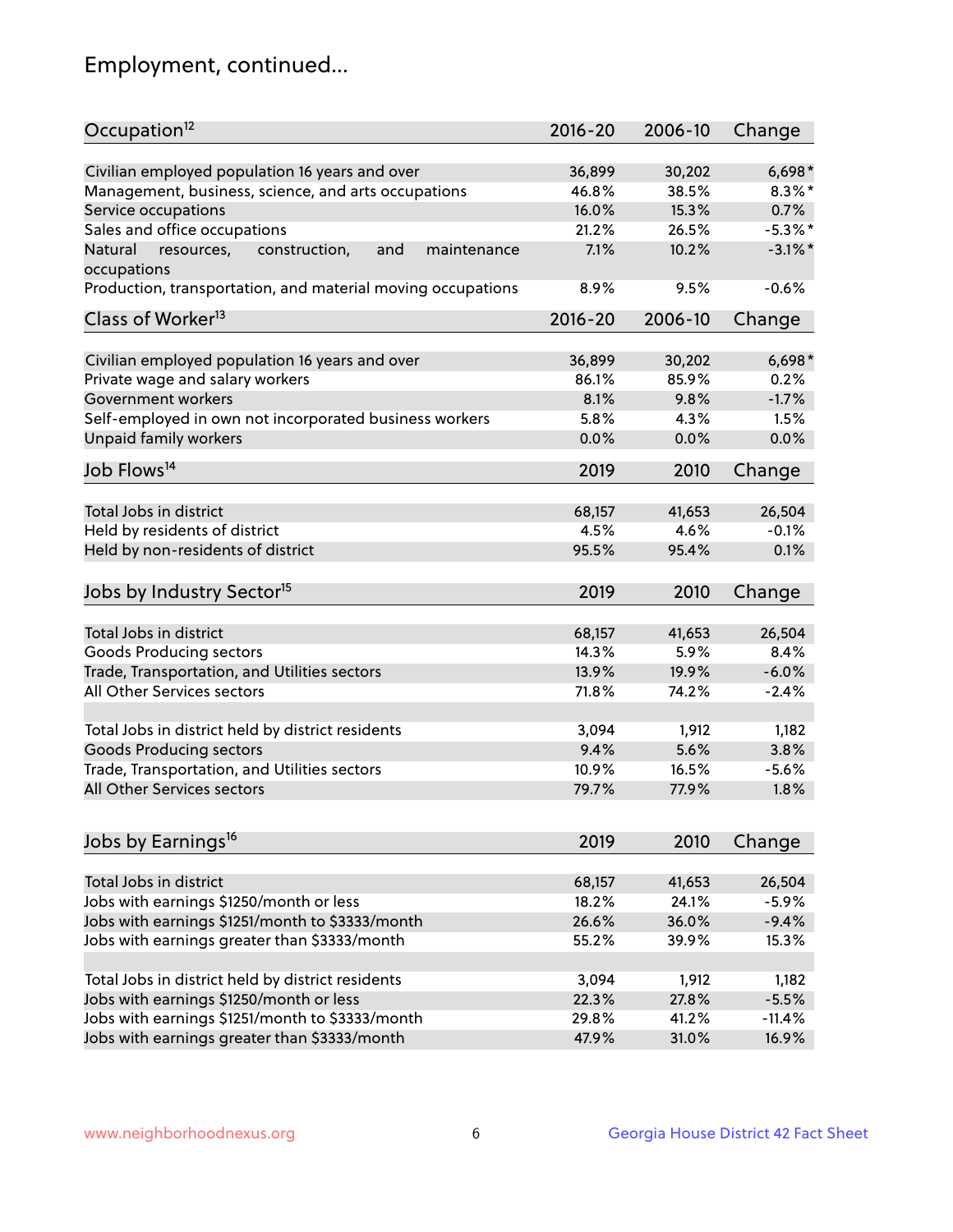## Employment, continued...

| Occupation[12] | 2016-20 | 2006-10 | Change |
|---|---|---|---|
| Civilian employed population 16 years and over | 36,899 | 30,202 | 6,698* |
| Management, business, science, and arts occupations | 46.8% | 38.5% | 8.3%* |
| Service occupations | 16.0% | 15.3% | 0.7% |
| Sales and office occupations | 21.2% | 26.5% | -5.3%* |
| Natural resources, construction, and maintenance occupations | 7.1% | 10.2% | -3.1%* |
| Production, transportation, and material moving occupations | 8.9% | 9.5% | -0.6% |

| Class of Worker[13] | 2016-20 | 2006-10 | Change |
|---|---|---|---|
| Civilian employed population 16 years and over | 36,899 | 30,202 | 6,698* |
| Private wage and salary workers | 86.1% | 85.9% | 0.2% |
| Government workers | 8.1% | 9.8% | -1.7% |
| Self-employed in own not incorporated business workers | 5.8% | 4.3% | 1.5% |
| Unpaid family workers | 0.0% | 0.0% | 0.0% |

| Job Flows[14] | 2019 | 2010 | Change |
|---|---|---|---|
| Total Jobs in district | 68,157 | 41,653 | 26,504 |
| Held by residents of district | 4.5% | 4.6% | -0.1% |
| Held by non-residents of district | 95.5% | 95.4% | 0.1% |

| Jobs by Industry Sector[15] | 2019 | 2010 | Change |
|---|---|---|---|
| Total Jobs in district | 68,157 | 41,653 | 26,504 |
| Goods Producing sectors | 14.3% | 5.9% | 8.4% |
| Trade, Transportation, and Utilities sectors | 13.9% | 19.9% | -6.0% |
| All Other Services sectors | 71.8% | 74.2% | -2.4% |
| | | | |
| Total Jobs in district held by district residents | 3,094 | 1,912 | 1,182 |
| Goods Producing sectors | 9.4% | 5.6% | 3.8% |
| Trade, Transportation, and Utilities sectors | 10.9% | 16.5% | -5.6% |
| All Other Services sectors | 79.7% | 77.9% | 1.8% |

| Jobs by Earnings[16] | 2019 | 2010 | Change |
|---|---|---|---|
| Total Jobs in district | 68,157 | 41,653 | 26,504 |
| Jobs with earnings $1250/month or less | 18.2% | 24.1% | -5.9% |
| Jobs with earnings $1251/month to $3333/month | 26.6% | 36.0% | -9.4% |
| Jobs with earnings greater than $3333/month | 55.2% | 39.9% | 15.3% |
| | | | |
| Total Jobs in district held by district residents | 3,094 | 1,912 | 1,182 |
| Jobs with earnings $1250/month or less | 22.3% | 27.8% | -5.5% |
| Jobs with earnings $1251/month to $3333/month | 29.8% | 41.2% | -11.4% |
| Jobs with earnings greater than $3333/month | 47.9% | 31.0% | 16.9% |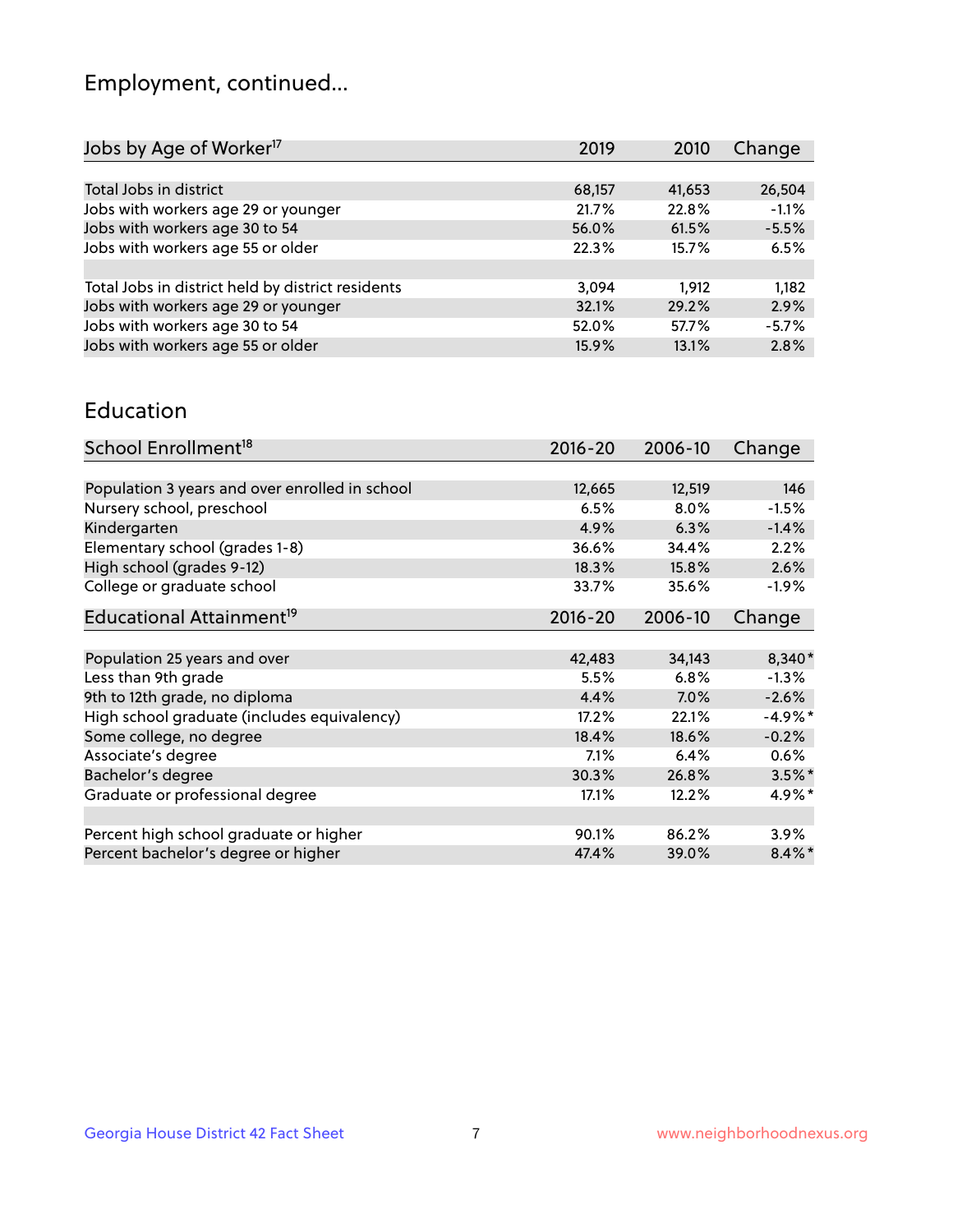# Employment, continued...

| Jobs by Age of Worker[17] | 2019 | 2010 | Change |
|---|---|---|---|
| Total Jobs in district | 68,157 | 41,653 | 26,504 |
| Jobs with workers age 29 or younger | 21.7% | 22.8% | -1.1% |
| Jobs with workers age 30 to 54 | 56.0% | 61.5% | -5.5% |
| Jobs with workers age 55 or older | 22.3% | 15.7% | 6.5% |
| | | | |
| Total Jobs in district held by district residents | 3,094 | 1,912 | 1,182 |
| Jobs with workers age 29 or younger | 32.1% | 29.2% | 2.9% |
| Jobs with workers age 30 to 54 | 52.0% | 57.7% | -5.7% |
| Jobs with workers age 55 or older | 15.9% | 13.1% | 2.8% |

## Education

| School Enrollment[18] | 2016-20 | 2006-10 | Change |
|---|---|---|---|
| Population 3 years and over enrolled in school | 12,665 | 12,519 | 146 |
| Nursery school, preschool | 6.5% | 8.0% | -1.5% |
| Kindergarten | 4.9% | 6.3% | -1.4% |
| Elementary school (grades 1-8) | 36.6% | 34.4% | 2.2% |
| High school (grades 9-12) | 18.3% | 15.8% | 2.6% |
| College or graduate school | 33.7% | 35.6% | -1.9% |

| Educational Attainment[19] | 2016-20 | 2006-10 | Change |
|---|---|---|---|
| Population 25 years and over | 42,483 | 34,143 | 8,340* |
| Less than 9th grade | 5.5% | 6.8% | -1.3% |
| 9th to 12th grade, no diploma | 4.4% | 7.0% | -2.6% |
| High school graduate (includes equivalency) | 17.2% | 22.1% | -4.9%* |
| Some college, no degree | 18.4% | 18.6% | -0.2% |
| Associate's degree | 7.1% | 6.4% | 0.6% |
| Bachelor's degree | 30.3% | 26.8% | 3.5%* |
| Graduate or professional degree | 17.1% | 12.2% | 4.9%* |
| | | | |
| Percent high school graduate or higher | 90.1% | 86.2% | 3.9% |
| Percent bachelor's degree or higher | 47.4% | 39.0% | 8.4%* |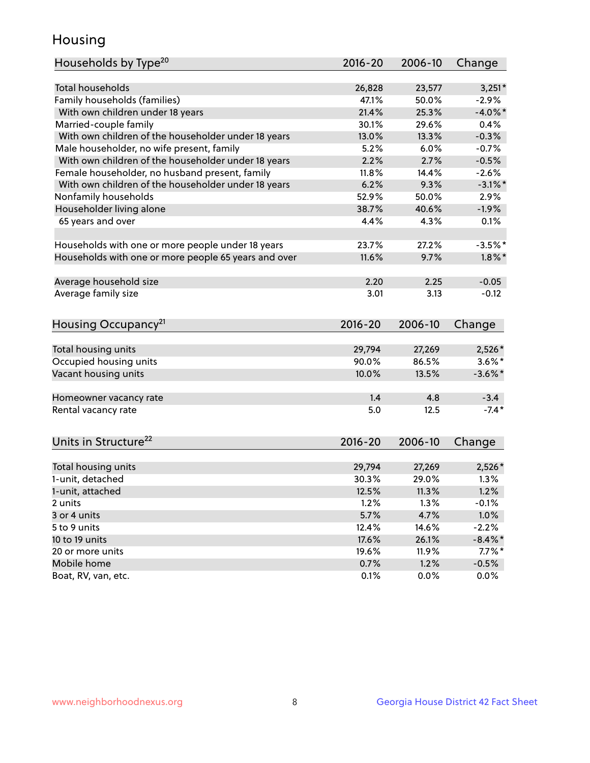# Housing

| Households by Type[20] | 2016-20 | 2006-10 | Change |
|---|---|---|---|
| Total households | 26,828 | 23,577 | 3,251* |
| Family households (families) | 47.1% | 50.0% | -2.9% |
| With own children under 18 years | 21.4% | 25.3% | -4.0%* |
| Married-couple family | 30.1% | 29.6% | 0.4% |
| With own children of the householder under 18 years | 13.0% | 13.3% | -0.3% |
| Male householder, no wife present, family | 5.2% | 6.0% | -0.7% |
| With own children of the householder under 18 years | 2.2% | 2.7% | -0.5% |
| Female householder, no husband present, family | 11.8% | 14.4% | -2.6% |
| With own children of the householder under 18 years | 6.2% | 9.3% | -3.1%* |
| Nonfamily households | 52.9% | 50.0% | 2.9% |
| Householder living alone | 38.7% | 40.6% | -1.9% |
| 65 years and over | 4.4% | 4.3% | 0.1% |
| | | | |
| Households with one or more people under 18 years | 23.7% | 27.2% | -3.5%* |
| Households with one or more people 65 years and over | 11.6% | 9.7% | 1.8%* |
| | | | |
| Average household size | 2.20 | 2.25 | -0.05 |
| Average family size | 3.01 | 3.13 | -0.12 |

| Housing Occupancy[21] | 2016-20 | 2006-10 | Change |
|---|---|---|---|
| Total housing units | 29,794 | 27,269 | 2,526* |
| Occupied housing units | 90.0% | 86.5% | 3.6%* |
| Vacant housing units | 10.0% | 13.5% | -3.6%* |
| | | | |
| Homeowner vacancy rate | 1.4 | 4.8 | -3.4 |
| Rental vacancy rate | 5.0 | 12.5 | -7.4* |

| Units in Structure[22] | 2016-20 | 2006-10 | Change |
|---|---|---|---|
| Total housing units | 29,794 | 27,269 | 2,526* |
| 1-unit, detached | 30.3% | 29.0% | 1.3% |
| 1-unit, attached | 12.5% | 11.3% | 1.2% |
| 2 units | 1.2% | 1.3% | -0.1% |
| 3 or 4 units | 5.7% | 4.7% | 1.0% |
| 5 to 9 units | 12.4% | 14.6% | -2.2% |
| 10 to 19 units | 17.6% | 26.1% | -8.4%* |
| 20 or more units | 19.6% | 11.9% | 7.7%* |
| Mobile home | 0.7% | 1.2% | -0.5% |
| Boat, RV, van, etc. | 0.1% | 0.0% | 0.0% |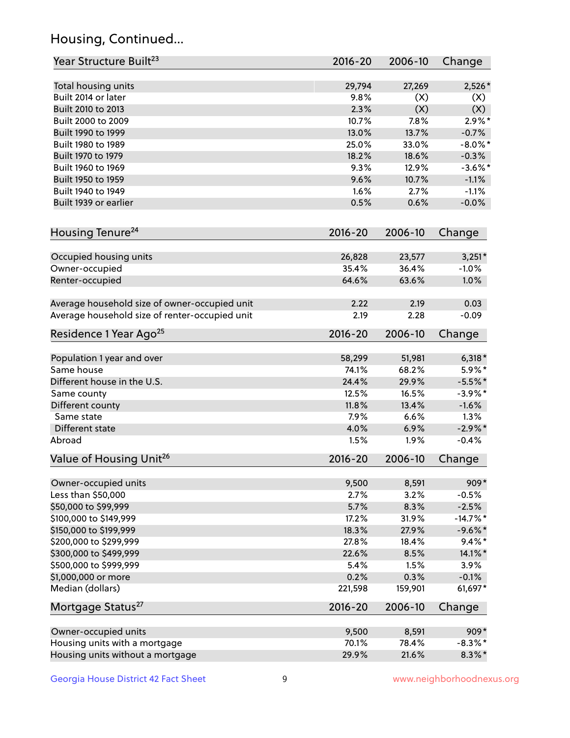## Housing, Continued...

| Year Structure Built[23] | 2016-20 | 2006-10 | Change |
|---|---|---|---|
| Total housing units | 29,794 | 27,269 | 2,526* |
| Built 2014 or later | 9.8% | (X) | (X) |
| Built 2010 to 2013 | 2.3% | (X) | (X) |
| Built 2000 to 2009 | 10.7% | 7.8% | 2.9%* |
| Built 1990 to 1999 | 13.0% | 13.7% | -0.7% |
| Built 1980 to 1989 | 25.0% | 33.0% | -8.0%* |
| Built 1970 to 1979 | 18.2% | 18.6% | -0.3% |
| Built 1960 to 1969 | 9.3% | 12.9% | -3.6%* |
| Built 1950 to 1959 | 9.6% | 10.7% | -1.1% |
| Built 1940 to 1949 | 1.6% | 2.7% | -1.1% |
| Built 1939 or earlier | 0.5% | 0.6% | -0.0% |

| Housing Tenure[24] | 2016-20 | 2006-10 | Change |
|---|---|---|---|
| Occupied housing units | 26,828 | 23,577 | 3,251* |
| Owner-occupied | 35.4% | 36.4% | -1.0% |
| Renter-occupied | 64.6% | 63.6% | 1.0% |
| Average household size of owner-occupied unit | 2.22 | 2.19 | 0.03 |
| Average household size of renter-occupied unit | 2.19 | 2.28 | -0.09 |

| Residence 1 Year Ago[25] | 2016-20 | 2006-10 | Change |
|---|---|---|---|
| Population 1 year and over | 58,299 | 51,981 | 6,318* |
| Same house | 74.1% | 68.2% | 5.9%* |
| Different house in the U.S. | 24.4% | 29.9% | -5.5%* |
| Same county | 12.5% | 16.5% | -3.9%* |
| Different county | 11.8% | 13.4% | -1.6% |
| Same state | 7.9% | 6.6% | 1.3% |
| Different state | 4.0% | 6.9% | -2.9%* |
| Abroad | 1.5% | 1.9% | -0.4% |

| Value of Housing Unit[26] | 2016-20 | 2006-10 | Change |
|---|---|---|---|
| Owner-occupied units | 9,500 | 8,591 | 909* |
| Less than $50,000 | 2.7% | 3.2% | -0.5% |
| $50,000 to $99,999 | 5.7% | 8.3% | -2.5% |
| $100,000 to $149,999 | 17.2% | 31.9% | -14.7%* |
| $150,000 to $199,999 | 18.3% | 27.9% | -9.6%* |
| $200,000 to $299,999 | 27.8% | 18.4% | 9.4%* |
| $300,000 to $499,999 | 22.6% | 8.5% | 14.1%* |
| $500,000 to $999,999 | 5.4% | 1.5% | 3.9% |
| $1,000,000 or more | 0.2% | 0.3% | -0.1% |
| Median (dollars) | 221,598 | 159,901 | 61,697* |

| Mortgage Status[27] | 2016-20 | 2006-10 | Change |
|---|---|---|---|
| Owner-occupied units | 9,500 | 8,591 | 909* |
| Housing units with a mortgage | 70.1% | 78.4% | -8.3%* |
| Housing units without a mortgage | 29.9% | 21.6% | 8.3%* |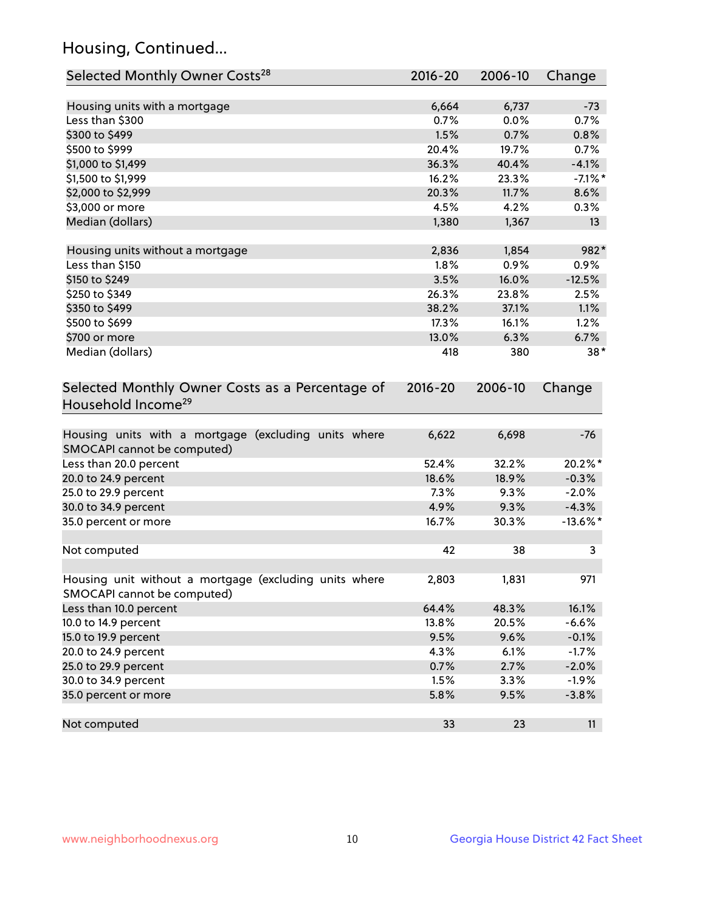## Housing, Continued...

| Selected Monthly Owner Costs[28] | 2016-20 | 2006-10 | Change |
|---|---|---|---|
| Housing units with a mortgage | 6,664 | 6,737 | -73 |
| Less than $300 | 0.7% | 0.0% | 0.7% |
| $300 to $499 | 1.5% | 0.7% | 0.8% |
| $500 to $999 | 20.4% | 19.7% | 0.7% |
| $1,000 to $1,499 | 36.3% | 40.4% | -4.1% |
| $1,500 to $1,999 | 16.2% | 23.3% | -7.1%* |
| $2,000 to $2,999 | 20.3% | 11.7% | 8.6% |
| $3,000 or more | 4.5% | 4.2% | 0.3% |
| Median (dollars) | 1,380 | 1,367 | 13 |
| Housing units without a mortgage | 2,836 | 1,854 | 982* |
| Less than $150 | 1.8% | 0.9% | 0.9% |
| $150 to $249 | 3.5% | 16.0% | -12.5% |
| $250 to $349 | 26.3% | 23.8% | 2.5% |
| $350 to $499 | 38.2% | 37.1% | 1.1% |
| $500 to $699 | 17.3% | 16.1% | 1.2% |
| $700 or more | 13.0% | 6.3% | 6.7% |
| Median (dollars) | 418 | 380 | 38* |

| Selected Monthly Owner Costs as a Percentage of Household Income[29] | 2016-20 | 2006-10 | Change |
|---|---|---|---|
| Housing units with a mortgage (excluding units where SMOCAPI cannot be computed) | 6,622 | 6,698 | -76 |
| Less than 20.0 percent | 52.4% | 32.2% | 20.2%* |
| 20.0 to 24.9 percent | 18.6% | 18.9% | -0.3% |
| 25.0 to 29.9 percent | 7.3% | 9.3% | -2.0% |
| 30.0 to 34.9 percent | 4.9% | 9.3% | -4.3% |
| 35.0 percent or more | 16.7% | 30.3% | -13.6%* |
| Not computed | 42 | 38 | 3 |
| Housing unit without a mortgage (excluding units where SMOCAPI cannot be computed) | 2,803 | 1,831 | 971 |
| Less than 10.0 percent | 64.4% | 48.3% | 16.1% |
| 10.0 to 14.9 percent | 13.8% | 20.5% | -6.6% |
| 15.0 to 19.9 percent | 9.5% | 9.6% | -0.1% |
| 20.0 to 24.9 percent | 4.3% | 6.1% | -1.7% |
| 25.0 to 29.9 percent | 0.7% | 2.7% | -2.0% |
| 30.0 to 34.9 percent | 1.5% | 3.3% | -1.9% |
| 35.0 percent or more | 5.8% | 9.5% | -3.8% |
| Not computed | 33 | 23 | 11 |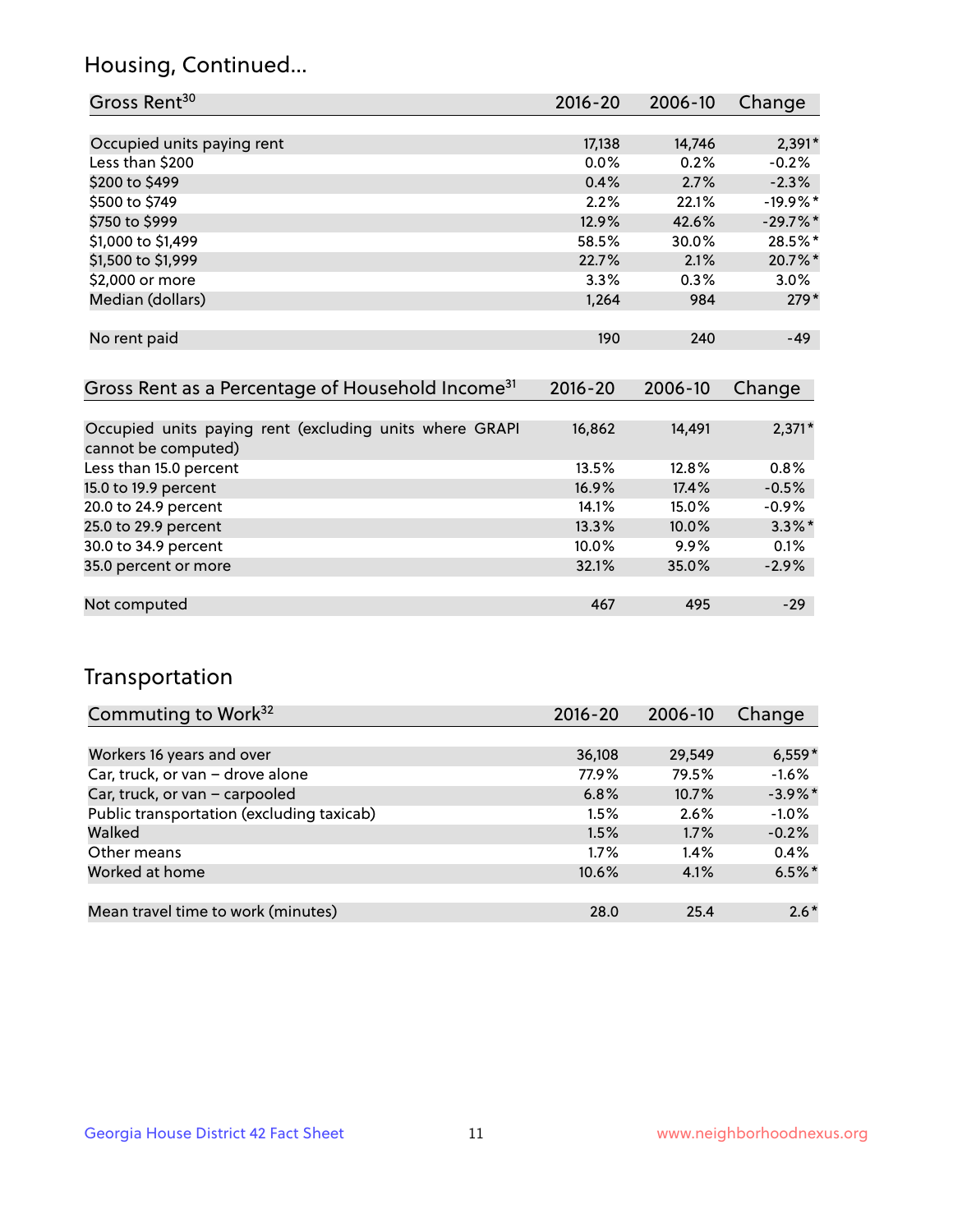## Housing, Continued...

| Gross Rent[30] | 2016-20 | 2006-10 | Change |
|---|---|---|---|
| Occupied units paying rent | 17,138 | 14,746 | 2,391* |
| Less than $200 | 0.0% | 0.2% | -0.2% |
| $200 to $499 | 0.4% | 2.7% | -2.3% |
| $500 to $749 | 2.2% | 22.1% | -19.9%* |
| $750 to $999 | 12.9% | 42.6% | -29.7%* |
| $1,000 to $1,499 | 58.5% | 30.0% | 28.5%* |
| $1,500 to $1,999 | 22.7% | 2.1% | 20.7%* |
| $2,000 or more | 3.3% | 0.3% | 3.0% |
| Median (dollars) | 1,264 | 984 | 279* |
| No rent paid | 190 | 240 | -49 |

| Gross Rent as a Percentage of Household Income[31] | 2016-20 | 2006-10 | Change |
|---|---|---|---|
| Occupied units paying rent (excluding units where GRAPI cannot be computed) | 16,862 | 14,491 | 2,371* |
| Less than 15.0 percent | 13.5% | 12.8% | 0.8% |
| 15.0 to 19.9 percent | 16.9% | 17.4% | -0.5% |
| 20.0 to 24.9 percent | 14.1% | 15.0% | -0.9% |
| 25.0 to 29.9 percent | 13.3% | 10.0% | 3.3%* |
| 30.0 to 34.9 percent | 10.0% | 9.9% | 0.1% |
| 35.0 percent or more | 32.1% | 35.0% | -2.9% |
| Not computed | 467 | 495 | -29 |

## Transportation

| Commuting to Work[32] | 2016-20 | 2006-10 | Change |
|---|---|---|---|
| Workers 16 years and over | 36,108 | 29,549 | 6,559* |
| Car, truck, or van – drove alone | 77.9% | 79.5% | -1.6% |
| Car, truck, or van – carpooled | 6.8% | 10.7% | -3.9%* |
| Public transportation (excluding taxicab) | 1.5% | 2.6% | -1.0% |
| Walked | 1.5% | 1.7% | -0.2% |
| Other means | 1.7% | 1.4% | 0.4% |
| Worked at home | 10.6% | 4.1% | 6.5%* |
| Mean travel time to work (minutes) | 28.0 | 25.4 | 2.6* |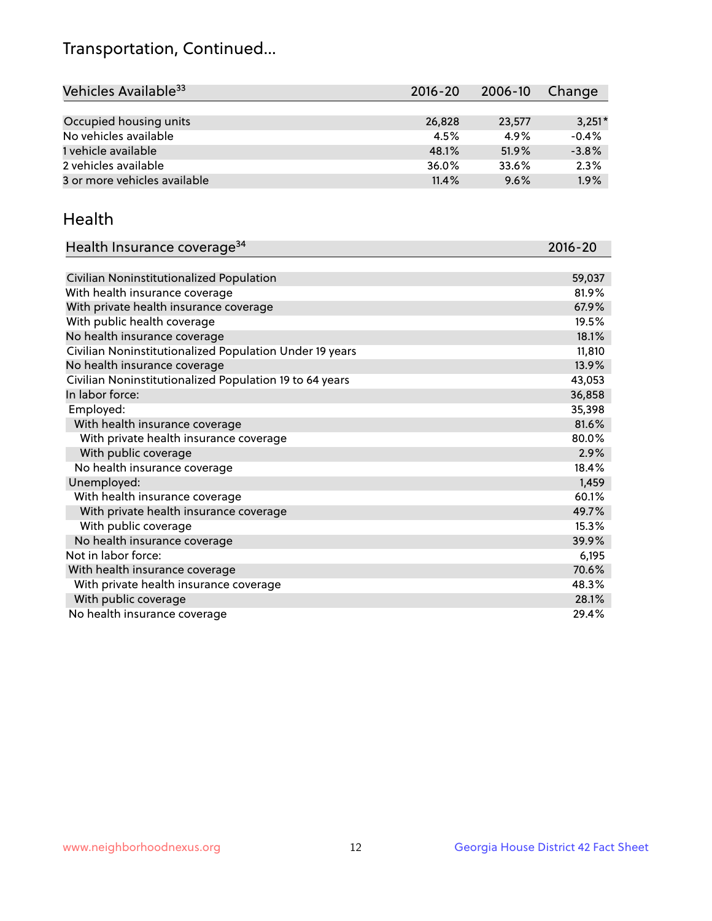# Transportation, Continued...

| Vehicles Available[33] | 2016-20 | 2006-10 | Change |
|---|---|---|---|
| Occupied housing units | 26,828 | 23,577 | 3,251* |
| No vehicles available | 4.5% | 4.9% | -0.4% |
| 1 vehicle available | 48.1% | 51.9% | -3.8% |
| 2 vehicles available | 36.0% | 33.6% | 2.3% |
| 3 or more vehicles available | 11.4% | 9.6% | 1.9% |

## Health

| Health Insurance coverage[34] | 2016-20 |
|---|---|
| Civilian Noninstitutionalized Population | 59,037 |
| With health insurance coverage | 81.9% |
| With private health insurance coverage | 67.9% |
| With public health coverage | 19.5% |
| No health insurance coverage | 18.1% |
| Civilian Noninstitutionalized Population Under 19 years | 11,810 |
| No health insurance coverage | 13.9% |
| Civilian Noninstitutionalized Population 19 to 64 years | 43,053 |
| In labor force: | 36,858 |
| Employed: | 35,398 |
| With health insurance coverage | 81.6% |
| With private health insurance coverage | 80.0% |
| With public coverage | 2.9% |
| No health insurance coverage | 18.4% |
| Unemployed: | 1,459 |
| With health insurance coverage | 60.1% |
| With private health insurance coverage | 49.7% |
| With public coverage | 15.3% |
| No health insurance coverage | 39.9% |
| Not in labor force: | 6,195 |
| With health insurance coverage | 70.6% |
| With private health insurance coverage | 48.3% |
| With public coverage | 28.1% |
| No health insurance coverage | 29.4% |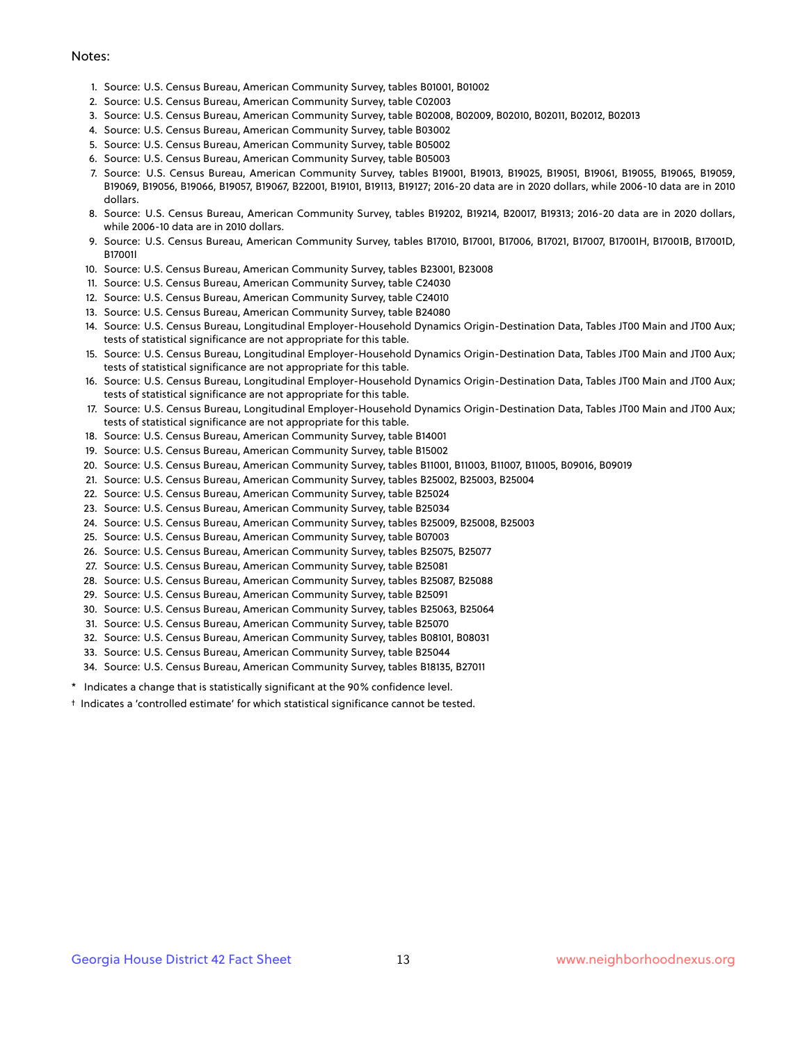Notes:

1. Source: U.S. Census Bureau, American Community Survey, tables B01001, B01002
2. Source: U.S. Census Bureau, American Community Survey, table C02003
3. Source: U.S. Census Bureau, American Community Survey, table B02008, B02009, B02010, B02011, B02012, B02013
4. Source: U.S. Census Bureau, American Community Survey, table B03002
5. Source: U.S. Census Bureau, American Community Survey, table B05002
6. Source: U.S. Census Bureau, American Community Survey, table B05003
7. Source: U.S. Census Bureau, American Community Survey, tables B19001, B19013, B19025, B19051, B19061, B19055, B19065, B19059, B19069, B19056, B19066, B19057, B19067, B22001, B19101, B19113, B19127; 2016-20 data are in 2020 dollars, while 2006-10 data are in 2010 dollars.
8. Source: U.S. Census Bureau, American Community Survey, tables B19202, B19214, B20017, B19313; 2016-20 data are in 2020 dollars, while 2006-10 data are in 2010 dollars.
9. Source: U.S. Census Bureau, American Community Survey, tables B17010, B17001, B17006, B17021, B17007, B17001H, B17001B, B17001D, B17001I
10. Source: U.S. Census Bureau, American Community Survey, tables B23001, B23008
11. Source: U.S. Census Bureau, American Community Survey, table C24030
12. Source: U.S. Census Bureau, American Community Survey, table C24010
13. Source: U.S. Census Bureau, American Community Survey, table B24080
14. Source: U.S. Census Bureau, Longitudinal Employer-Household Dynamics Origin-Destination Data, Tables JT00 Main and JT00 Aux; tests of statistical significance are not appropriate for this table.
15. Source: U.S. Census Bureau, Longitudinal Employer-Household Dynamics Origin-Destination Data, Tables JT00 Main and JT00 Aux; tests of statistical significance are not appropriate for this table.
16. Source: U.S. Census Bureau, Longitudinal Employer-Household Dynamics Origin-Destination Data, Tables JT00 Main and JT00 Aux; tests of statistical significance are not appropriate for this table.
17. Source: U.S. Census Bureau, Longitudinal Employer-Household Dynamics Origin-Destination Data, Tables JT00 Main and JT00 Aux; tests of statistical significance are not appropriate for this table.
18. Source: U.S. Census Bureau, American Community Survey, table B14001
19. Source: U.S. Census Bureau, American Community Survey, table B15002
20. Source: U.S. Census Bureau, American Community Survey, tables B11001, B11003, B11007, B11005, B09016, B09019
21. Source: U.S. Census Bureau, American Community Survey, tables B25002, B25003, B25004
22. Source: U.S. Census Bureau, American Community Survey, table B25024
23. Source: U.S. Census Bureau, American Community Survey, table B25034
24. Source: U.S. Census Bureau, American Community Survey, tables B25009, B25008, B25003
25. Source: U.S. Census Bureau, American Community Survey, table B07003
26. Source: U.S. Census Bureau, American Community Survey, tables B25075, B25077
27. Source: U.S. Census Bureau, American Community Survey, table B25081
28. Source: U.S. Census Bureau, American Community Survey, tables B25087, B25088
29. Source: U.S. Census Bureau, American Community Survey, table B25091
30. Source: U.S. Census Bureau, American Community Survey, tables B25063, B25064
31. Source: U.S. Census Bureau, American Community Survey, table B25070
32. Source: U.S. Census Bureau, American Community Survey, tables B08101, B08031
33. Source: U.S. Census Bureau, American Community Survey, table B25044
34. Source: U.S. Census Bureau, American Community Survey, tables B18135, B27011

\* Indicates a change that is statistically significant at the 90% confidence level.

† Indicates a 'controlled estimate' for which statistical significance cannot be tested.